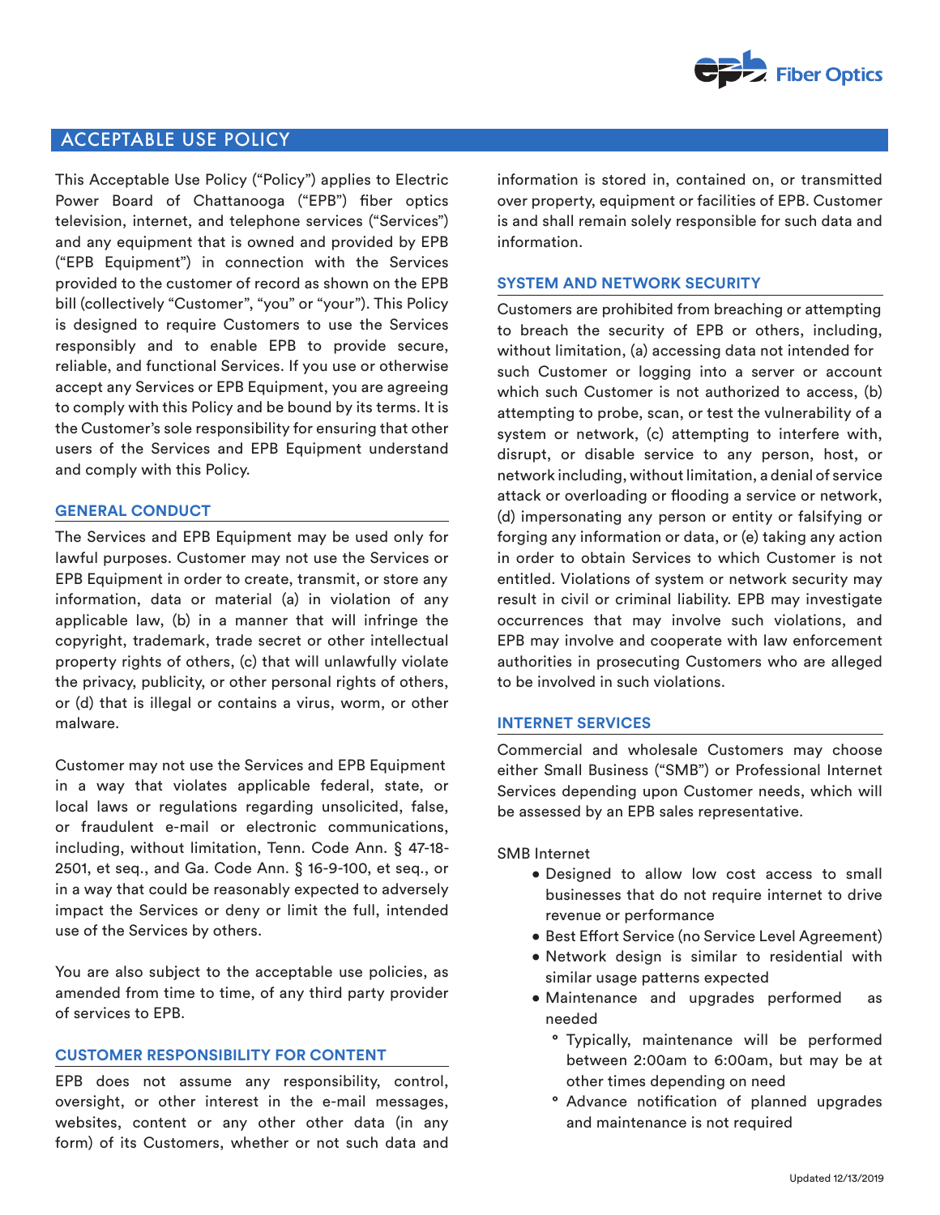# ACCEPTABLE USE POLICY

This Acceptable Use Policy ("Policy") applies to Electric Power Board of Chattanooga ("EPB") fiber optics television, internet, and telephone services ("Services") and any equipment that is owned and provided by EPB ("EPB Equipment") in connection with the Services provided to the customer of record as shown on the EPB bill (collectively "Customer", "you" or "your"). This Policy is designed to require Customers to use the Services responsibly and to enable EPB to provide secure, reliable, and functional Services. If you use or otherwise accept any Services or EPB Equipment, you are agreeing to comply with this Policy and be bound by its terms. It is the Customer's sole responsibility for ensuring that other users of the Services and EPB Equipment understand and comply with this Policy.

## GENERAL CONDUCT

The Services and EPB Equipment may be used only for lawful purposes. Customer may not use the Services or EPB Equipment in order to create, transmit, or store any information, data or material (a) in violation of any applicable law, (b) in a manner that will infringe the copyright, trademark, trade secret or other intellectual property rights of others, (c) that will unlawfully violate the privacy, publicity, or other personal rights of others, or (d) that is illegal or contains a virus, worm, or other malware.

Customer may not use the Services and EPB Equipment in a way that violates applicable federal, state, or local laws or regulations regarding unsolicited, false, or fraudulent e-mail or electronic communications, including, without limitation, Tenn. Code Ann. § 47-18-2501, et seq., and Ga. Code Ann. § 16-9-100, et seq., or in a way that could be reasonably expected to adversely impact the Services or deny or limit the full, intended use of the Services by others.

You are also subject to the acceptable use policies, as amended from time to time, of any third party provider of services to EPB.

## CUSTOMER RESPONSIBILITY FOR CONTENT

EPB does not assume any responsibility, control, oversight, or other interest in the e-mail messages, websites, content or any other other data (in any form) of its Customers, whether or not such data and information is stored in, contained on, or transmitted over property, equipment or facilities of EPB. Customer is and shall remain solely responsible for such data and information.

## SYSTEM AND NETWORK SECURITY

Customers are prohibited from breaching or attempting to breach the security of EPB or others, including, without limitation, (a) accessing data not intended for such Customer or logging into a server or account which such Customer is not authorized to access, (b) attempting to probe, scan, or test the vulnerability of a system or network, (c) attempting to interfere with, disrupt, or disable service to any person, host, or network including, without limitation, a denial of service attack or overloading or flooding a service or network, (d) impersonating any person or entity or falsifying or forging any information or data, or (e) taking any action in order to obtain Services to which Customer is not entitled. Violations of system or network security may result in civil or criminal liability. EPB may investigate occurrences that may involve such violations, and EPB may involve and cooperate with law enforcement authorities in prosecuting Customers who are alleged to be involved in such violations.

## INTERNET SERVICES

Commercial and wholesale Customers may choose either Small Business ("SMB") or Professional Internet Services depending upon Customer needs, which will be assessed by an EPB sales representative.

SMB Internet

- Designed to allow low cost access to small businesses that do not require internet to drive revenue or performance
- Best Effort Service (no Service Level Agreement)
- Network design is similar to residential with similar usage patterns expected
- Maintenance and upgrades performed as needed
  - Typically, maintenance will be performed between 2:00am to 6:00am, but may be at other times depending on need
  - Advance notification of planned upgrades and maintenance is not required

Updated 12/13/2019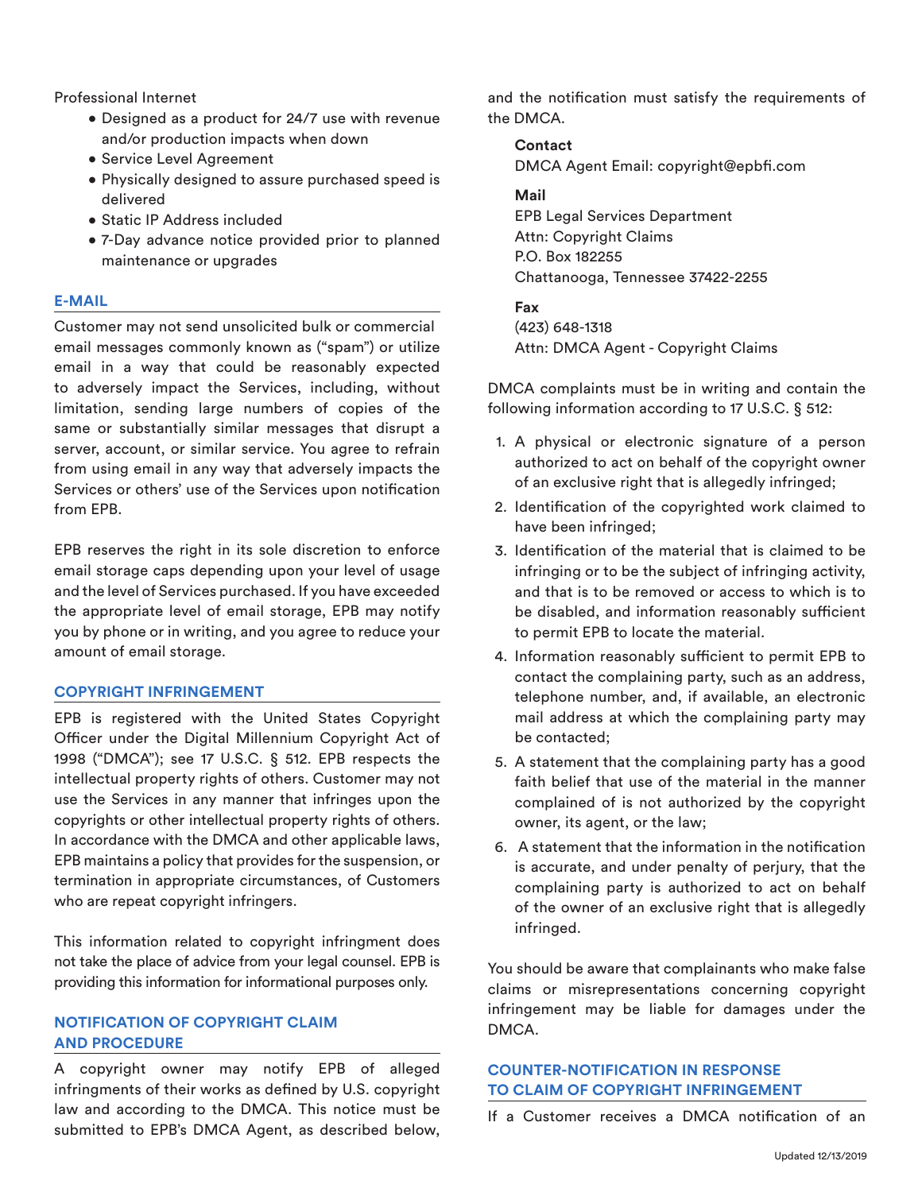Professional Internet

- Designed as a product for 24/7 use with revenue and/or production impacts when down
- Service Level Agreement
- Physically designed to assure purchased speed is delivered
- Static IP Address included
- 7-Day advance notice provided prior to planned maintenance or upgrades

## E-MAIL

Customer may not send unsolicited bulk or commercial email messages commonly known as ("spam") or utilize email in a way that could be reasonably expected to adversely impact the Services, including, without limitation, sending large numbers of copies of the same or substantially similar messages that disrupt a server, account, or similar service. You agree to refrain from using email in any way that adversely impacts the Services or others' use of the Services upon notification from EPB.

EPB reserves the right in its sole discretion to enforce email storage caps depending upon your level of usage and the level of Services purchased. If you have exceeded the appropriate level of email storage, EPB may notify you by phone or in writing, and you agree to reduce your amount of email storage.

## COPYRIGHT INFRINGEMENT

EPB is registered with the United States Copyright Officer under the Digital Millennium Copyright Act of 1998 ("DMCA"); see 17 U.S.C. § 512. EPB respects the intellectual property rights of others. Customer may not use the Services in any manner that infringes upon the copyrights or other intellectual property rights of others. In accordance with the DMCA and other applicable laws, EPB maintains a policy that provides for the suspension, or termination in appropriate circumstances, of Customers who are repeat copyright infringers.

This information related to copyright infringment does not take the place of advice from your legal counsel. EPB is providing this information for informational purposes only.

## NOTIFICATION OF COPYRIGHT CLAIM AND PROCEDURE

A copyright owner may notify EPB of alleged infringments of their works as defined by U.S. copyright law and according to the DMCA. This notice must be submitted to EPB's DMCA Agent, as described below, and the notification must satisfy the requirements of the DMCA.

**Contact**
DMCA Agent Email: copyright@epbfi.com

**Mail**
EPB Legal Services Department
Attn: Copyright Claims
P.O. Box 182255
Chattanooga, Tennessee 37422-2255

**Fax**
(423) 648-1318
Attn: DMCA Agent - Copyright Claims

DMCA complaints must be in writing and contain the following information according to 17 U.S.C. § 512:

1. A physical or electronic signature of a person authorized to act on behalf of the copyright owner of an exclusive right that is allegedly infringed;
2. Identification of the copyrighted work claimed to have been infringed;
3. Identification of the material that is claimed to be infringing or to be the subject of infringing activity, and that is to be removed or access to which is to be disabled, and information reasonably sufficient to permit EPB to locate the material.
4. Information reasonably sufficient to permit EPB to contact the complaining party, such as an address, telephone number, and, if available, an electronic mail address at which the complaining party may be contacted;
5. A statement that the complaining party has a good faith belief that use of the material in the manner complained of is not authorized by the copyright owner, its agent, or the law;
6. A statement that the information in the notification is accurate, and under penalty of perjury, that the complaining party is authorized to act on behalf of the owner of an exclusive right that is allegedly infringed.

You should be aware that complainants who make false claims or misrepresentations concerning copyright infringement may be liable for damages under the DMCA.

## COUNTER-NOTIFICATION IN RESPONSE TO CLAIM OF COPYRIGHT INFRINGEMENT

If a Customer receives a DMCA notification of an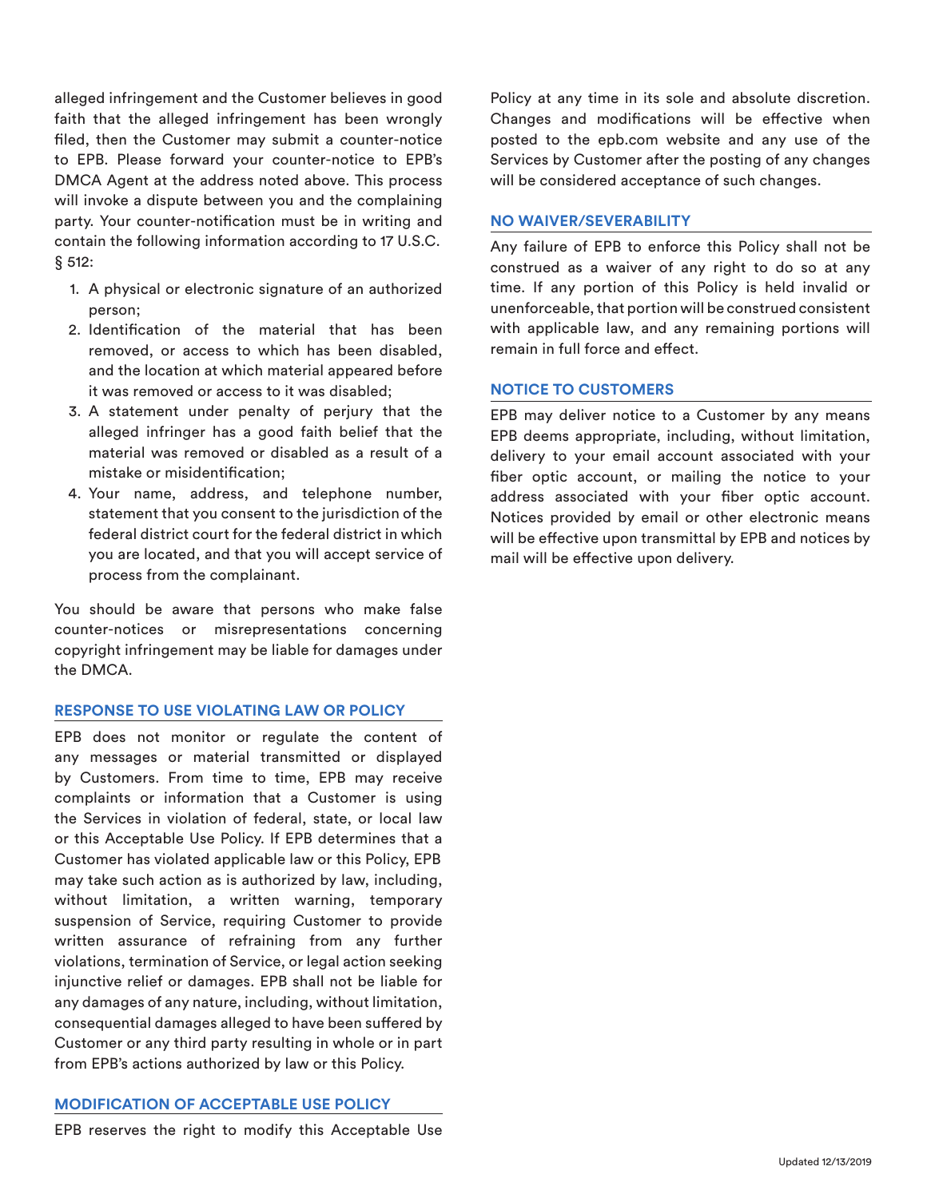alleged infringement and the Customer believes in good faith that the alleged infringement has been wrongly filed, then the Customer may submit a counter-notice to EPB. Please forward your counter-notice to EPB's DMCA Agent at the address noted above. This process will invoke a dispute between you and the complaining party. Your counter-notification must be in writing and contain the following information according to 17 U.S.C. § 512:

1. A physical or electronic signature of an authorized person;
2. Identification of the material that has been removed, or access to which has been disabled, and the location at which material appeared before it was removed or access to it was disabled;
3. A statement under penalty of perjury that the alleged infringer has a good faith belief that the material was removed or disabled as a result of a mistake or misidentification;
4. Your name, address, and telephone number, statement that you consent to the jurisdiction of the federal district court for the federal district in which you are located, and that you will accept service of process from the complainant.

You should be aware that persons who make false counter-notices or misrepresentations concerning copyright infringement may be liable for damages under the DMCA.

## RESPONSE TO USE VIOLATING LAW OR POLICY

EPB does not monitor or regulate the content of any messages or material transmitted or displayed by Customers. From time to time, EPB may receive complaints or information that a Customer is using the Services in violation of federal, state, or local law or this Acceptable Use Policy. If EPB determines that a Customer has violated applicable law or this Policy, EPB may take such action as is authorized by law, including, without limitation, a written warning, temporary suspension of Service, requiring Customer to provide written assurance of refraining from any further violations, termination of Service, or legal action seeking injunctive relief or damages. EPB shall not be liable for any damages of any nature, including, without limitation, consequential damages alleged to have been suffered by Customer or any third party resulting in whole or in part from EPB's actions authorized by law or this Policy.

## MODIFICATION OF ACCEPTABLE USE POLICY

EPB reserves the right to modify this Acceptable Use Policy at any time in its sole and absolute discretion. Changes and modifications will be effective when posted to the epb.com website and any use of the Services by Customer after the posting of any changes will be considered acceptance of such changes.

## NO WAIVER/SEVERABILITY

Any failure of EPB to enforce this Policy shall not be construed as a waiver of any right to do so at any time. If any portion of this Policy is held invalid or unenforceable, that portion will be construed consistent with applicable law, and any remaining portions will remain in full force and effect.

## NOTICE TO CUSTOMERS

EPB may deliver notice to a Customer by any means EPB deems appropriate, including, without limitation, delivery to your email account associated with your fiber optic account, or mailing the notice to your address associated with your fiber optic account. Notices provided by email or other electronic means will be effective upon transmittal by EPB and notices by mail will be effective upon delivery.

Updated 12/13/2019